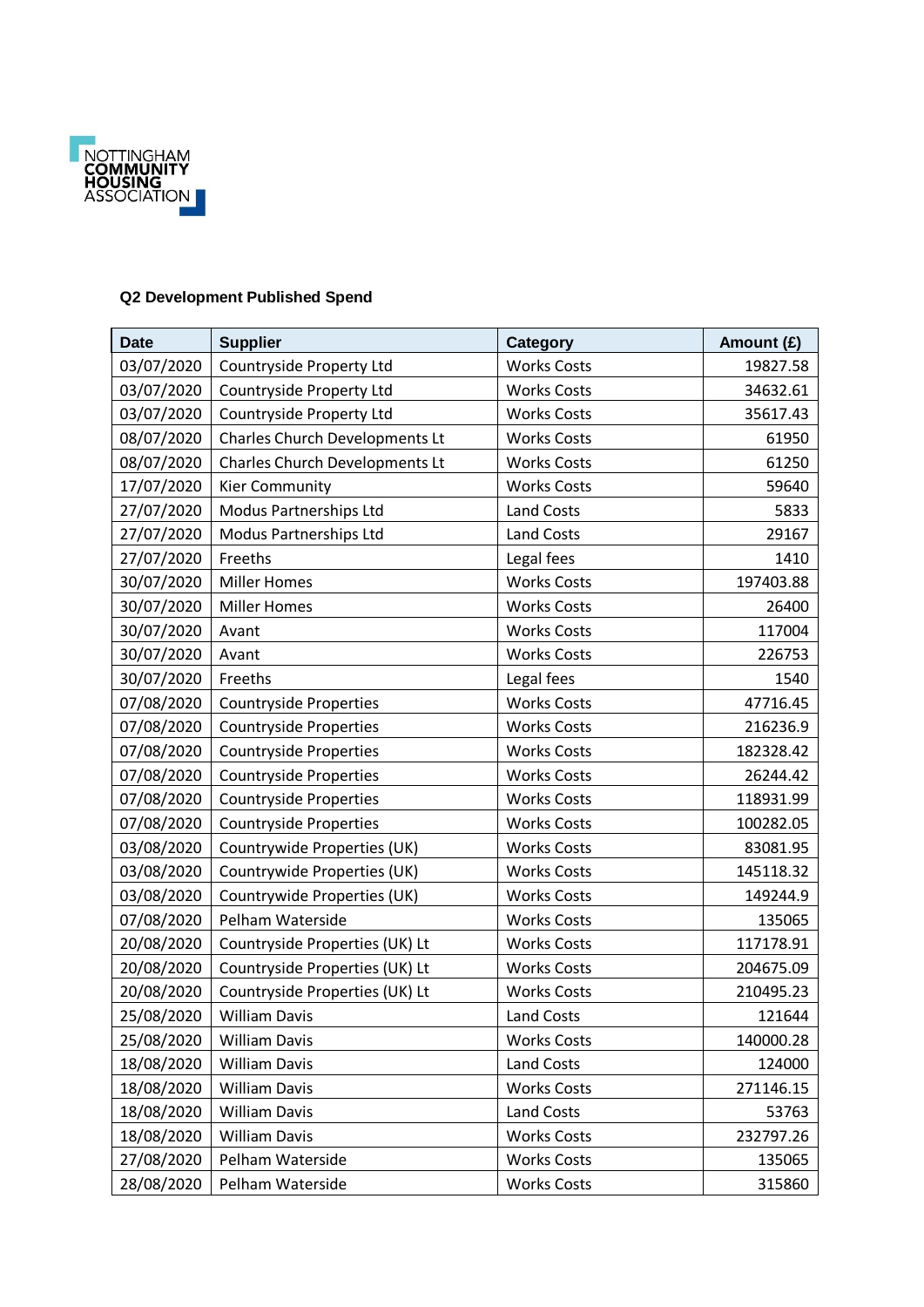NOTTINGHAM COMMUNITY HOUSING ASSOCIATION

**Q2 Development Published Spend**

| Date | Supplier | Category | Amount (£) |
|---|---|---|---|
| 03/07/2020 | Countryside Property Ltd | Works Costs | 19827.58 |
| 03/07/2020 | Countryside Property Ltd | Works Costs | 34632.61 |
| 03/07/2020 | Countryside Property Ltd | Works Costs | 35617.43 |
| 08/07/2020 | Charles Church Developments Lt | Works Costs | 61950 |
| 08/07/2020 | Charles Church Developments Lt | Works Costs | 61250 |
| 17/07/2020 | Kier Community | Works Costs | 59640 |
| 27/07/2020 | Modus Partnerships Ltd | Land Costs | 5833 |
| 27/07/2020 | Modus Partnerships Ltd | Land Costs | 29167 |
| 27/07/2020 | Freeths | Legal fees | 1410 |
| 30/07/2020 | Miller Homes | Works Costs | 197403.88 |
| 30/07/2020 | Miller Homes | Works Costs | 26400 |
| 30/07/2020 | Avant | Works Costs | 117004 |
| 30/07/2020 | Avant | Works Costs | 226753 |
| 30/07/2020 | Freeths | Legal fees | 1540 |
| 07/08/2020 | Countryside Properties | Works Costs | 47716.45 |
| 07/08/2020 | Countryside Properties | Works Costs | 216236.9 |
| 07/08/2020 | Countryside Properties | Works Costs | 182328.42 |
| 07/08/2020 | Countryside Properties | Works Costs | 26244.42 |
| 07/08/2020 | Countryside Properties | Works Costs | 118931.99 |
| 07/08/2020 | Countryside Properties | Works Costs | 100282.05 |
| 03/08/2020 | Countrywide Properties (UK) | Works Costs | 83081.95 |
| 03/08/2020 | Countrywide Properties (UK) | Works Costs | 145118.32 |
| 03/08/2020 | Countrywide Properties (UK) | Works Costs | 149244.9 |
| 07/08/2020 | Pelham Waterside | Works Costs | 135065 |
| 20/08/2020 | Countryside Properties (UK) Lt | Works Costs | 117178.91 |
| 20/08/2020 | Countryside Properties (UK) Lt | Works Costs | 204675.09 |
| 20/08/2020 | Countryside Properties (UK) Lt | Works Costs | 210495.23 |
| 25/08/2020 | William Davis | Land Costs | 121644 |
| 25/08/2020 | William Davis | Works Costs | 140000.28 |
| 18/08/2020 | William Davis | Land Costs | 124000 |
| 18/08/2020 | William Davis | Works Costs | 271146.15 |
| 18/08/2020 | William Davis | Land Costs | 53763 |
| 18/08/2020 | William Davis | Works Costs | 232797.26 |
| 27/08/2020 | Pelham Waterside | Works Costs | 135065 |
| 28/08/2020 | Pelham Waterside | Works Costs | 315860 |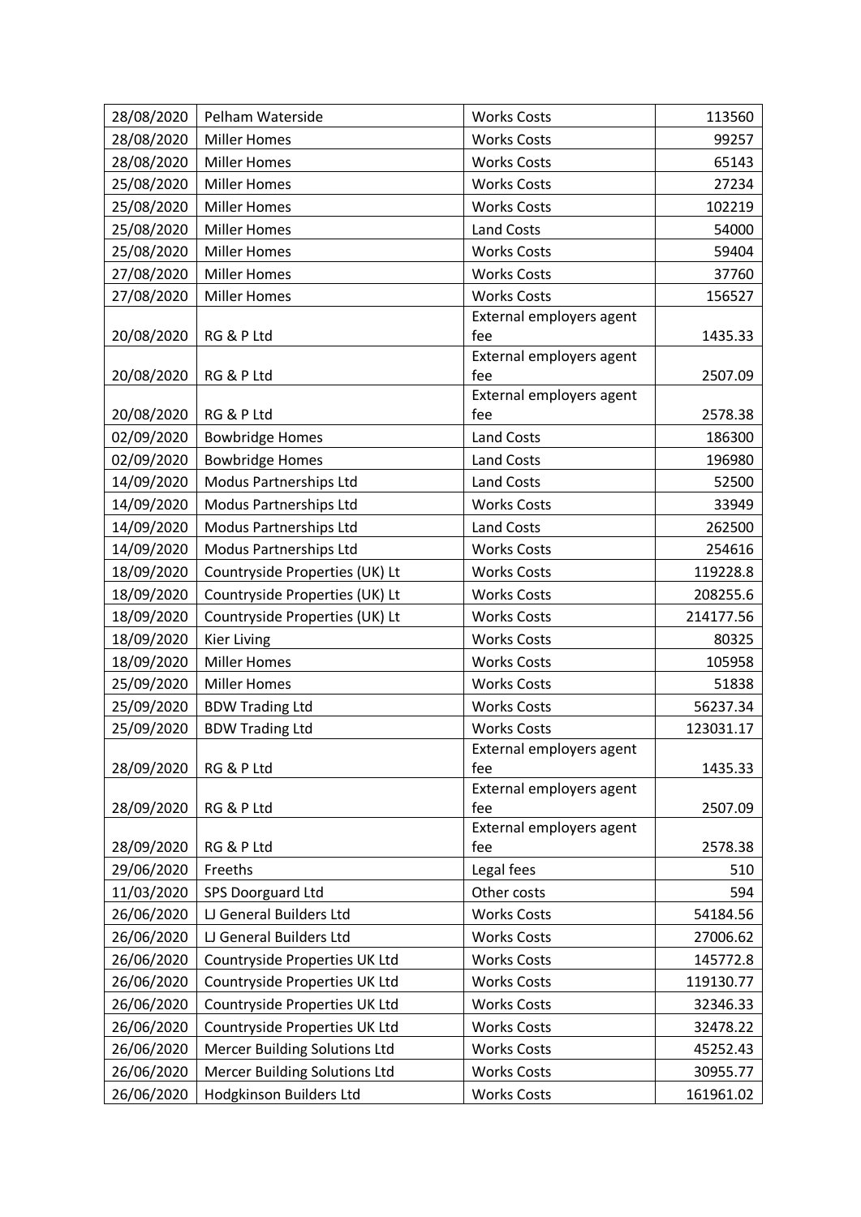| 28/08/2020 | Pelham Waterside | Works Costs | 113560 |
|---|---|---|---|
| 28/08/2020 | Miller Homes | Works Costs | 99257 |
| 28/08/2020 | Miller Homes | Works Costs | 65143 |
| 25/08/2020 | Miller Homes | Works Costs | 27234 |
| 25/08/2020 | Miller Homes | Works Costs | 102219 |
| 25/08/2020 | Miller Homes | Land Costs | 54000 |
| 25/08/2020 | Miller Homes | Works Costs | 59404 |
| 27/08/2020 | Miller Homes | Works Costs | 37760 |
| 27/08/2020 | Miller Homes | Works Costs | 156527 |
| 20/08/2020 | RG & P Ltd | External employers agent fee | 1435.33 |
| 20/08/2020 | RG & P Ltd | External employers agent fee | 2507.09 |
| 20/08/2020 | RG & P Ltd | External employers agent fee | 2578.38 |
| 02/09/2020 | Bowbridge Homes | Land Costs | 186300 |
| 02/09/2020 | Bowbridge Homes | Land Costs | 196980 |
| 14/09/2020 | Modus Partnerships Ltd | Land Costs | 52500 |
| 14/09/2020 | Modus Partnerships Ltd | Works Costs | 33949 |
| 14/09/2020 | Modus Partnerships Ltd | Land Costs | 262500 |
| 14/09/2020 | Modus Partnerships Ltd | Works Costs | 254616 |
| 18/09/2020 | Countryside Properties (UK) Lt | Works Costs | 119228.8 |
| 18/09/2020 | Countryside Properties (UK) Lt | Works Costs | 208255.6 |
| 18/09/2020 | Countryside Properties (UK) Lt | Works Costs | 214177.56 |
| 18/09/2020 | Kier Living | Works Costs | 80325 |
| 18/09/2020 | Miller Homes | Works Costs | 105958 |
| 25/09/2020 | Miller Homes | Works Costs | 51838 |
| 25/09/2020 | BDW Trading Ltd | Works Costs | 56237.34 |
| 25/09/2020 | BDW Trading Ltd | Works Costs | 123031.17 |
| 28/09/2020 | RG & P Ltd | External employers agent fee | 1435.33 |
| 28/09/2020 | RG & P Ltd | External employers agent fee | 2507.09 |
| 28/09/2020 | RG & P Ltd | External employers agent fee | 2578.38 |
| 29/06/2020 | Freeths | Legal fees | 510 |
| 11/03/2020 | SPS Doorguard Ltd | Other costs | 594 |
| 26/06/2020 | LJ General Builders Ltd | Works Costs | 54184.56 |
| 26/06/2020 | LJ General Builders Ltd | Works Costs | 27006.62 |
| 26/06/2020 | Countryside Properties UK Ltd | Works Costs | 145772.8 |
| 26/06/2020 | Countryside Properties UK Ltd | Works Costs | 119130.77 |
| 26/06/2020 | Countryside Properties UK Ltd | Works Costs | 32346.33 |
| 26/06/2020 | Countryside Properties UK Ltd | Works Costs | 32478.22 |
| 26/06/2020 | Mercer Building Solutions Ltd | Works Costs | 45252.43 |
| 26/06/2020 | Mercer Building Solutions Ltd | Works Costs | 30955.77 |
| 26/06/2020 | Hodgkinson Builders Ltd | Works Costs | 161961.02 |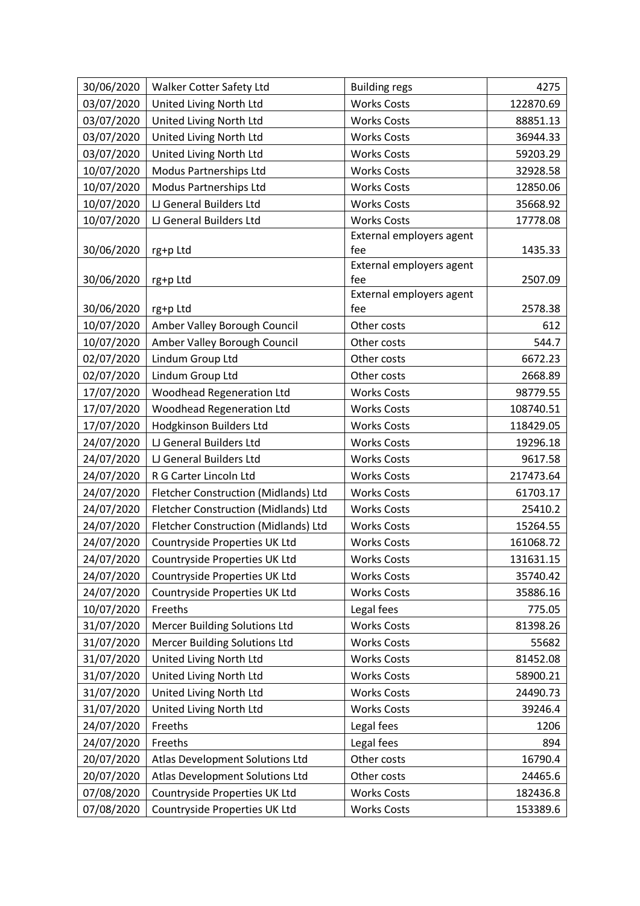| 30/06/2020 | Walker Cotter Safety Ltd | Building regs | 4275 |
|---|---|---|---|
| 03/07/2020 | United Living North Ltd | Works Costs | 122870.69 |
| 03/07/2020 | United Living North Ltd | Works Costs | 88851.13 |
| 03/07/2020 | United Living North Ltd | Works Costs | 36944.33 |
| 03/07/2020 | United Living North Ltd | Works Costs | 59203.29 |
| 10/07/2020 | Modus Partnerships Ltd | Works Costs | 32928.58 |
| 10/07/2020 | Modus Partnerships Ltd | Works Costs | 12850.06 |
| 10/07/2020 | LJ General Builders Ltd | Works Costs | 35668.92 |
| 10/07/2020 | LJ General Builders Ltd | Works Costs | 17778.08 |
| 30/06/2020 | rg+p Ltd | External employers agent fee | 1435.33 |
| 30/06/2020 | rg+p Ltd | External employers agent fee | 2507.09 |
| 30/06/2020 | rg+p Ltd | External employers agent fee | 2578.38 |
| 10/07/2020 | Amber Valley Borough Council | Other costs | 612 |
| 10/07/2020 | Amber Valley Borough Council | Other costs | 544.7 |
| 02/07/2020 | Lindum Group Ltd | Other costs | 6672.23 |
| 02/07/2020 | Lindum Group Ltd | Other costs | 2668.89 |
| 17/07/2020 | Woodhead Regeneration Ltd | Works Costs | 98779.55 |
| 17/07/2020 | Woodhead Regeneration Ltd | Works Costs | 108740.51 |
| 17/07/2020 | Hodgkinson Builders Ltd | Works Costs | 118429.05 |
| 24/07/2020 | LJ General Builders Ltd | Works Costs | 19296.18 |
| 24/07/2020 | LJ General Builders Ltd | Works Costs | 9617.58 |
| 24/07/2020 | R G Carter Lincoln Ltd | Works Costs | 217473.64 |
| 24/07/2020 | Fletcher Construction (Midlands) Ltd | Works Costs | 61703.17 |
| 24/07/2020 | Fletcher Construction (Midlands) Ltd | Works Costs | 25410.2 |
| 24/07/2020 | Fletcher Construction (Midlands) Ltd | Works Costs | 15264.55 |
| 24/07/2020 | Countryside Properties UK Ltd | Works Costs | 161068.72 |
| 24/07/2020 | Countryside Properties UK Ltd | Works Costs | 131631.15 |
| 24/07/2020 | Countryside Properties UK Ltd | Works Costs | 35740.42 |
| 24/07/2020 | Countryside Properties UK Ltd | Works Costs | 35886.16 |
| 10/07/2020 | Freeths | Legal fees | 775.05 |
| 31/07/2020 | Mercer Building Solutions Ltd | Works Costs | 81398.26 |
| 31/07/2020 | Mercer Building Solutions Ltd | Works Costs | 55682 |
| 31/07/2020 | United Living North Ltd | Works Costs | 81452.08 |
| 31/07/2020 | United Living North Ltd | Works Costs | 58900.21 |
| 31/07/2020 | United Living North Ltd | Works Costs | 24490.73 |
| 31/07/2020 | United Living North Ltd | Works Costs | 39246.4 |
| 24/07/2020 | Freeths | Legal fees | 1206 |
| 24/07/2020 | Freeths | Legal fees | 894 |
| 20/07/2020 | Atlas Development Solutions Ltd | Other costs | 16790.4 |
| 20/07/2020 | Atlas Development Solutions Ltd | Other costs | 24465.6 |
| 07/08/2020 | Countryside Properties UK Ltd | Works Costs | 182436.8 |
| 07/08/2020 | Countryside Properties UK Ltd | Works Costs | 153389.6 |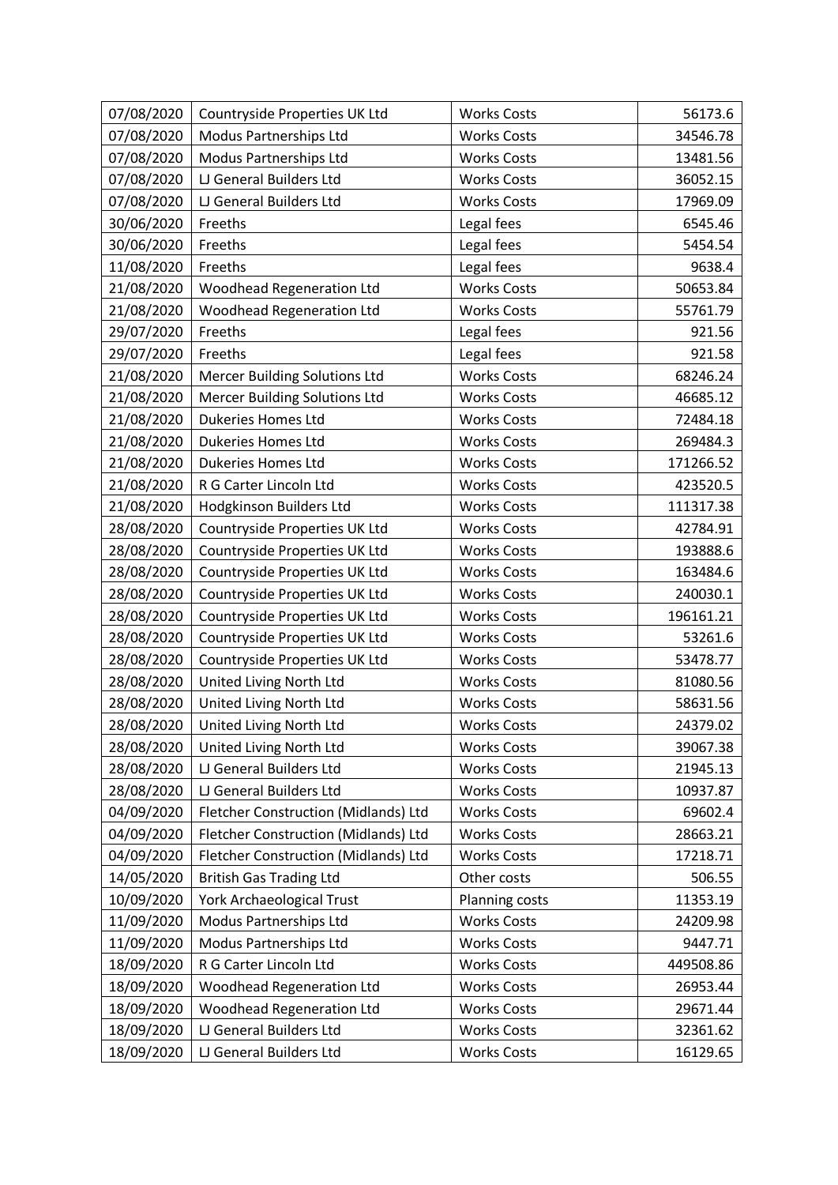| 07/08/2020 | Countryside Properties UK Ltd | Works Costs | 56173.6 |
|---|---|---|---|
| 07/08/2020 | Modus Partnerships Ltd | Works Costs | 34546.78 |
| 07/08/2020 | Modus Partnerships Ltd | Works Costs | 13481.56 |
| 07/08/2020 | LJ General Builders Ltd | Works Costs | 36052.15 |
| 07/08/2020 | LJ General Builders Ltd | Works Costs | 17969.09 |
| 30/06/2020 | Freeths | Legal fees | 6545.46 |
| 30/06/2020 | Freeths | Legal fees | 5454.54 |
| 11/08/2020 | Freeths | Legal fees | 9638.4 |
| 21/08/2020 | Woodhead Regeneration Ltd | Works Costs | 50653.84 |
| 21/08/2020 | Woodhead Regeneration Ltd | Works Costs | 55761.79 |
| 29/07/2020 | Freeths | Legal fees | 921.56 |
| 29/07/2020 | Freeths | Legal fees | 921.58 |
| 21/08/2020 | Mercer Building Solutions Ltd | Works Costs | 68246.24 |
| 21/08/2020 | Mercer Building Solutions Ltd | Works Costs | 46685.12 |
| 21/08/2020 | Dukeries Homes Ltd | Works Costs | 72484.18 |
| 21/08/2020 | Dukeries Homes Ltd | Works Costs | 269484.3 |
| 21/08/2020 | Dukeries Homes Ltd | Works Costs | 171266.52 |
| 21/08/2020 | R G Carter Lincoln Ltd | Works Costs | 423520.5 |
| 21/08/2020 | Hodgkinson Builders Ltd | Works Costs | 111317.38 |
| 28/08/2020 | Countryside Properties UK Ltd | Works Costs | 42784.91 |
| 28/08/2020 | Countryside Properties UK Ltd | Works Costs | 193888.6 |
| 28/08/2020 | Countryside Properties UK Ltd | Works Costs | 163484.6 |
| 28/08/2020 | Countryside Properties UK Ltd | Works Costs | 240030.1 |
| 28/08/2020 | Countryside Properties UK Ltd | Works Costs | 196161.21 |
| 28/08/2020 | Countryside Properties UK Ltd | Works Costs | 53261.6 |
| 28/08/2020 | Countryside Properties UK Ltd | Works Costs | 53478.77 |
| 28/08/2020 | United Living North Ltd | Works Costs | 81080.56 |
| 28/08/2020 | United Living North Ltd | Works Costs | 58631.56 |
| 28/08/2020 | United Living North Ltd | Works Costs | 24379.02 |
| 28/08/2020 | United Living North Ltd | Works Costs | 39067.38 |
| 28/08/2020 | LJ General Builders Ltd | Works Costs | 21945.13 |
| 28/08/2020 | LJ General Builders Ltd | Works Costs | 10937.87 |
| 04/09/2020 | Fletcher Construction (Midlands) Ltd | Works Costs | 69602.4 |
| 04/09/2020 | Fletcher Construction (Midlands) Ltd | Works Costs | 28663.21 |
| 04/09/2020 | Fletcher Construction (Midlands) Ltd | Works Costs | 17218.71 |
| 14/05/2020 | British Gas Trading Ltd | Other costs | 506.55 |
| 10/09/2020 | York Archaeological Trust | Planning costs | 11353.19 |
| 11/09/2020 | Modus Partnerships Ltd | Works Costs | 24209.98 |
| 11/09/2020 | Modus Partnerships Ltd | Works Costs | 9447.71 |
| 18/09/2020 | R G Carter Lincoln Ltd | Works Costs | 449508.86 |
| 18/09/2020 | Woodhead Regeneration Ltd | Works Costs | 26953.44 |
| 18/09/2020 | Woodhead Regeneration Ltd | Works Costs | 29671.44 |
| 18/09/2020 | LJ General Builders Ltd | Works Costs | 32361.62 |
| 18/09/2020 | LJ General Builders Ltd | Works Costs | 16129.65 |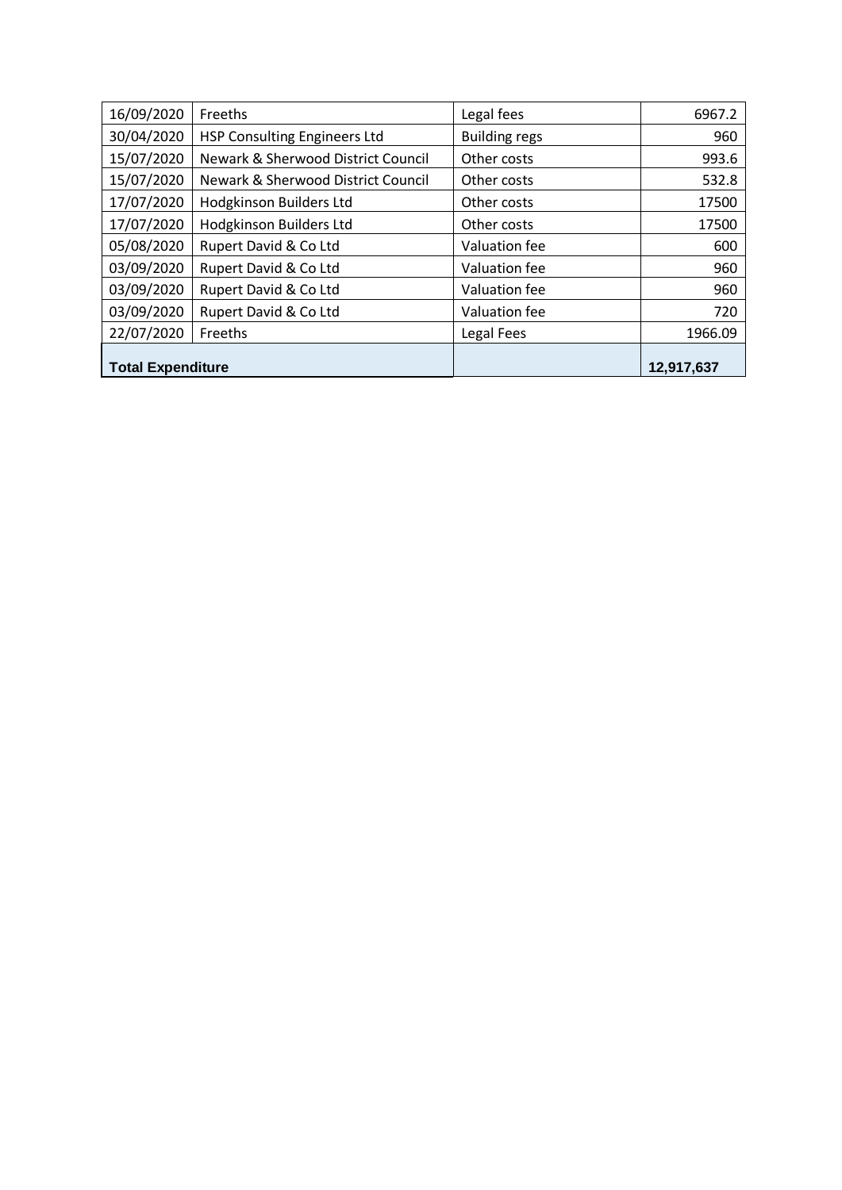| | | | |
|---|---|---|---|
| 16/09/2020 | Freeths | Legal fees | 6967.2 |
| 30/04/2020 | HSP Consulting Engineers Ltd | Building regs | 960 |
| 15/07/2020 | Newark & Sherwood District Council | Other costs | 993.6 |
| 15/07/2020 | Newark & Sherwood District Council | Other costs | 532.8 |
| 17/07/2020 | Hodgkinson Builders Ltd | Other costs | 17500 |
| 17/07/2020 | Hodgkinson Builders Ltd | Other costs | 17500 |
| 05/08/2020 | Rupert David & Co Ltd | Valuation fee | 600 |
| 03/09/2020 | Rupert David & Co Ltd | Valuation fee | 960 |
| 03/09/2020 | Rupert David & Co Ltd | Valuation fee | 960 |
| 03/09/2020 | Rupert David & Co Ltd | Valuation fee | 720 |
| 22/07/2020 | Freeths | Legal Fees | 1966.09 |
| **Total Expenditure** | | | **12,917,637** |